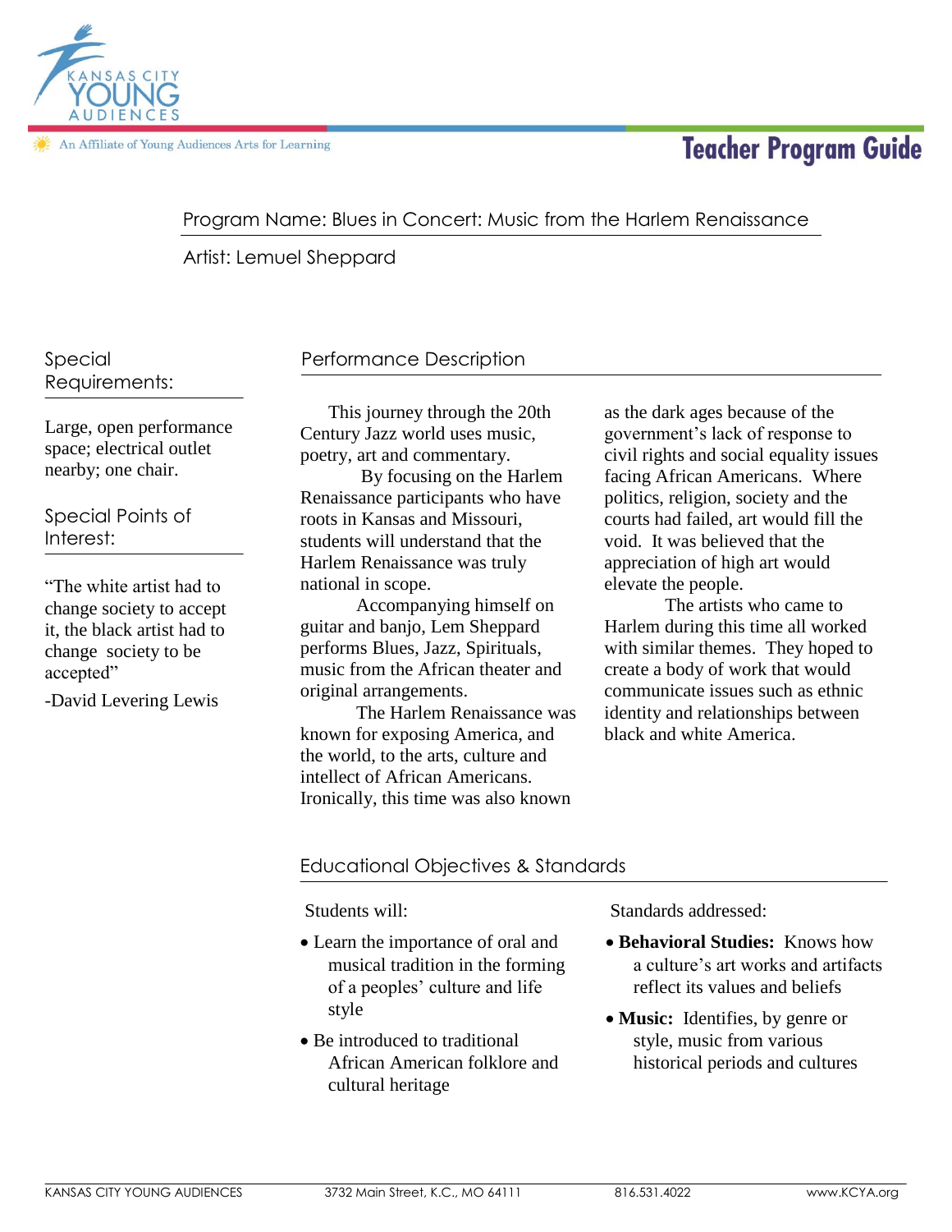Kansas City Young Audiences

An Affiliate of Young Audiences Arts for Learning

# Teacher Program Guide

Program Name: Blues in Concert: Music from the Harlem Renaissance

Artist: Lemuel Sheppard

## Special Requirements:

Large, open performance space; electrical outlet nearby; one chair.

## Special Points of Interest:

"The white artist had to change society to accept it, the black artist had to change society to be accepted"

-David Levering Lewis

## Performance Description

This journey through the 20th Century Jazz world uses music, poetry, art and commentary.

By focusing on the Harlem Renaissance participants who have roots in Kansas and Missouri, students will understand that the Harlem Renaissance was truly national in scope.

Accompanying himself on guitar and banjo, Lem Sheppard performs Blues, Jazz, Spirituals, music from the African theater and original arrangements.

The Harlem Renaissance was known for exposing America, and the world, to the arts, culture and intellect of African Americans. Ironically, this time was also known as the dark ages because of the government's lack of response to civil rights and social equality issues facing African Americans. Where politics, religion, society and the courts had failed, art would fill the void. It was believed that the appreciation of high art would elevate the people.

The artists who came to Harlem during this time all worked with similar themes. They hoped to create a body of work that would communicate issues such as ethnic identity and relationships between black and white America.

## Educational Objectives & Standards

Students will:

- Learn the importance of oral and musical tradition in the forming of a peoples' culture and life style
- Be introduced to traditional African American folklore and cultural heritage

Standards addressed:

- **Behavioral Studies:** Knows how a culture's art works and artifacts reflect its values and beliefs
- **Music:** Identifies, by genre or style, music from various historical periods and cultures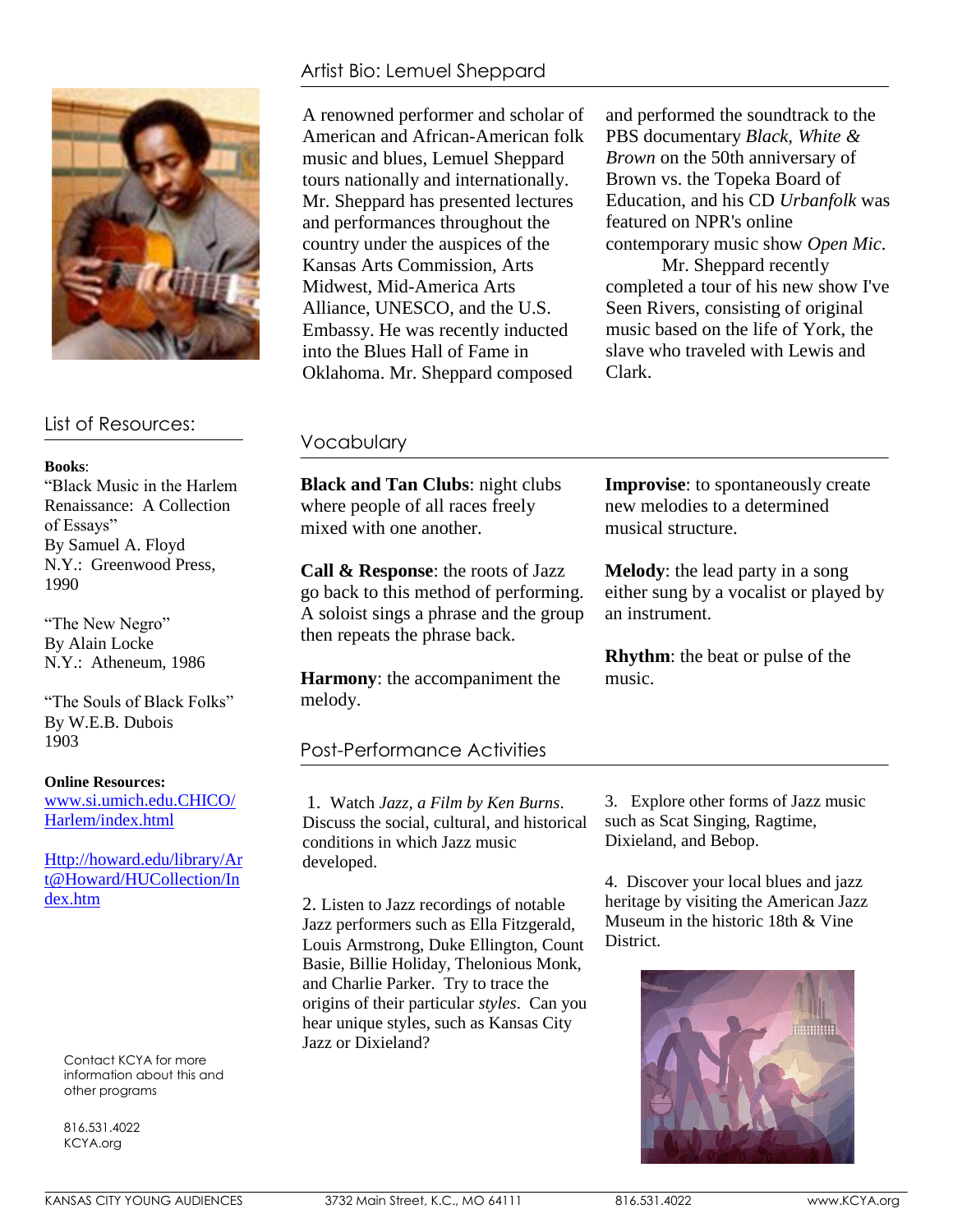## Artist Bio: Lemuel Sheppard

A renowned performer and scholar of American and African-American folk music and blues, Lemuel Sheppard tours nationally and internationally. Mr. Sheppard has presented lectures and performances throughout the country under the auspices of the Kansas Arts Commission, Arts Midwest, Mid-America Arts Alliance, UNESCO, and the U.S. Embassy. He was recently inducted into the Blues Hall of Fame in Oklahoma. Mr. Sheppard composed and performed the soundtrack to the PBS documentary *Black, White & Brown* on the 50th anniversary of Brown vs. the Topeka Board of Education, and his CD *Urbanfolk* was featured on NPR's online contemporary music show *Open Mic*.

Mr. Sheppard recently completed a tour of his new show I've Seen Rivers, consisting of original music based on the life of York, the slave who traveled with Lewis and Clark.

## List of Resources:

**Books**:

"Black Music in the Harlem Renaissance: A Collection of Essays"
By Samuel A. Floyd
N.Y.: Greenwood Press, 1990

"The New Negro"
By Alain Locke
N.Y.: Atheneum, 1986

"The Souls of Black Folks"
By W.E.B. Dubois
1903

**Online Resources:**

www.si.umich.edu.CHICO/Harlem/index.html

Http://howard.edu/library/Art@Howard/HUCollection/Index.htm

## Vocabulary

**Black and Tan Clubs**: night clubs where people of all races freely mixed with one another.

**Call & Response**: the roots of Jazz go back to this method of performing. A soloist sings a phrase and the group then repeats the phrase back.

**Harmony**: the accompaniment the melody.

**Improvise**: to spontaneously create new melodies to a determined musical structure.

**Melody**: the lead party in a song either sung by a vocalist or played by an instrument.

**Rhythm**: the beat or pulse of the music.

## Post-Performance Activities

1. Watch *Jazz, a Film by Ken Burns*. Discuss the social, cultural, and historical conditions in which Jazz music developed.

2. Listen to Jazz recordings of notable Jazz performers such as Ella Fitzgerald, Louis Armstrong, Duke Ellington, Count Basie, Billie Holiday, Thelonious Monk, and Charlie Parker. Try to trace the origins of their particular *styles*. Can you hear unique styles, such as Kansas City Jazz or Dixieland?

3. Explore other forms of Jazz music such as Scat Singing, Ragtime, Dixieland, and Bebop.

4. Discover your local blues and jazz heritage by visiting the American Jazz Museum in the historic 18th & Vine District.

Contact KCYA for more information about this and other programs

816.531.4022
KCYA.org